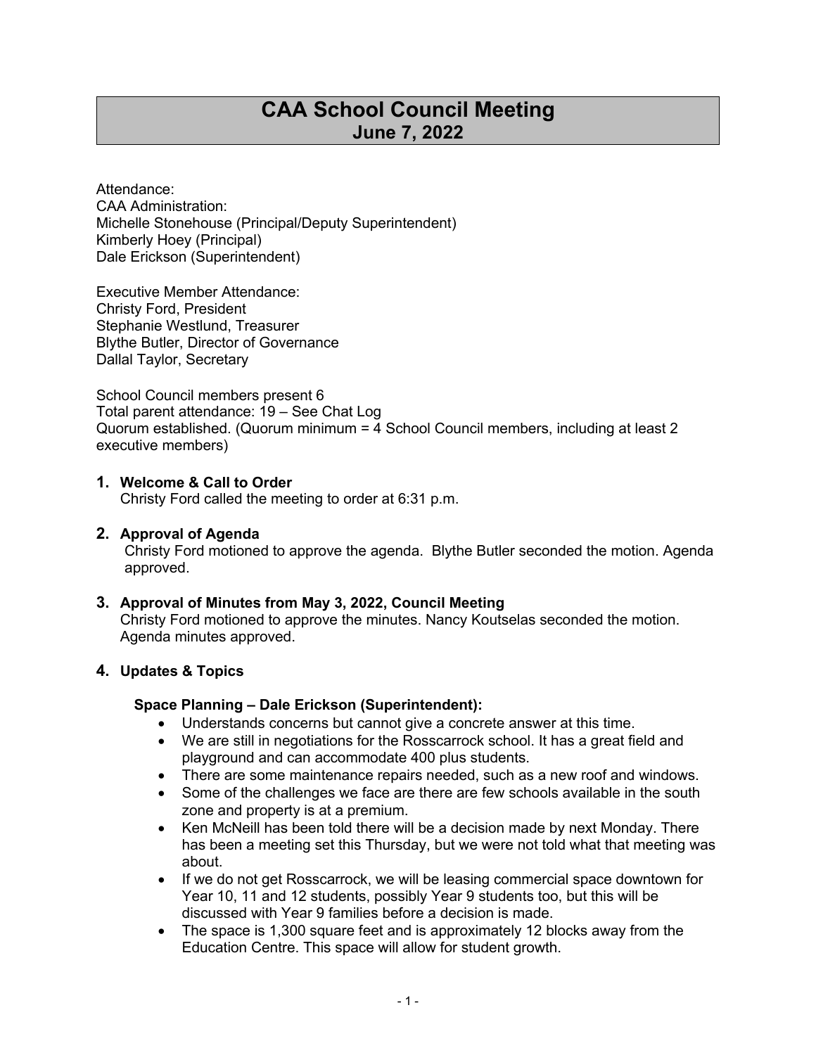# CAA School Council Meeting
## June 7, 2022

Attendance:
CAA Administration:
Michelle Stonehouse (Principal/Deputy Superintendent)
Kimberly Hoey (Principal)
Dale Erickson (Superintendent)

Executive Member Attendance:
Christy Ford, President
Stephanie Westlund, Treasurer
Blythe Butler, Director of Governance
Dallal Taylor, Secretary

School Council members present 6
Total parent attendance: 19 – See Chat Log
Quorum established. (Quorum minimum = 4 School Council members, including at least 2 executive members)

1. **Welcome & Call to Order**
   Christy Ford called the meeting to order at 6:31 p.m.

2. **Approval of Agenda**
   Christy Ford motioned to approve the agenda. Blythe Butler seconded the motion. Agenda approved.

3. **Approval of Minutes from May 3, 2022, Council Meeting**
   Christy Ford motioned to approve the minutes. Nancy Koutselas seconded the motion. Agenda minutes approved.

4. **Updates & Topics**

   **Space Planning – Dale Erickson (Superintendent):**
   - Understands concerns but cannot give a concrete answer at this time.
   - We are still in negotiations for the Rosscarrock school. It has a great field and playground and can accommodate 400 plus students.
   - There are some maintenance repairs needed, such as a new roof and windows.
   - Some of the challenges we face are there are few schools available in the south zone and property is at a premium.
   - Ken McNeill has been told there will be a decision made by next Monday. There has been a meeting set this Thursday, but we were not told what that meeting was about.
   - If we do not get Rosscarrock, we will be leasing commercial space downtown for Year 10, 11 and 12 students, possibly Year 9 students too, but this will be discussed with Year 9 families before a decision is made.
   - The space is 1,300 square feet and is approximately 12 blocks away from the Education Centre. This space will allow for student growth.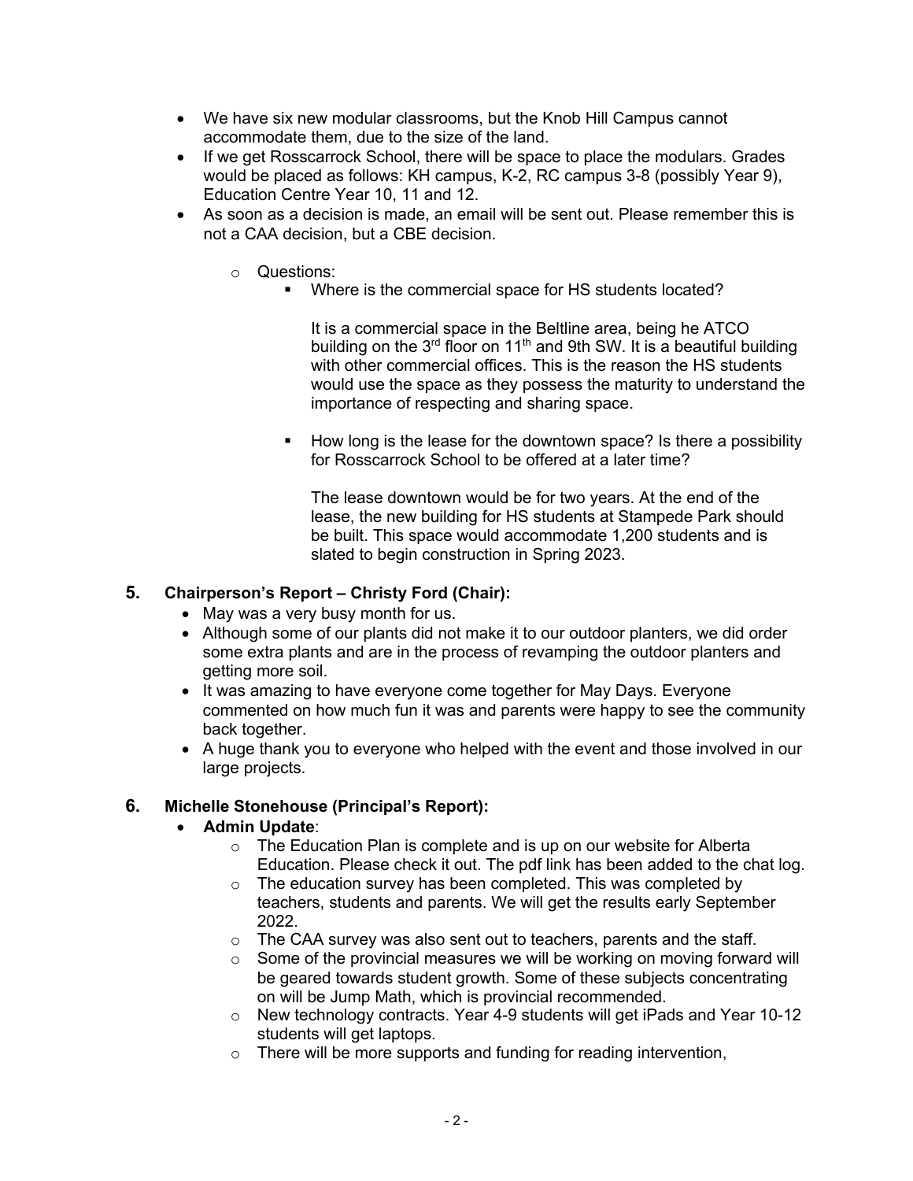- We have six new modular classrooms, but the Knob Hill Campus cannot accommodate them, due to the size of the land.
- If we get Rosscarrock School, there will be space to place the modulars. Grades would be placed as follows: KH campus, K-2, RC campus 3-8 (possibly Year 9), Education Centre Year 10, 11 and 12.
- As soon as a decision is made, an email will be sent out. Please remember this is not a CAA decision, but a CBE decision.
  - Questions:
    - Where is the commercial space for HS students located?

      It is a commercial space in the Beltline area, being he ATCO building on the 3rd floor on 11th and 9th SW. It is a beautiful building with other commercial offices. This is the reason the HS students would use the space as they possess the maturity to understand the importance of respecting and sharing space.

    - How long is the lease for the downtown space? Is there a possibility for Rosscarrock School to be offered at a later time?

      The lease downtown would be for two years. At the end of the lease, the new building for HS students at Stampede Park should be built. This space would accommodate 1,200 students and is slated to begin construction in Spring 2023.

## 5. Chairperson's Report – Christy Ford (Chair):

- May was a very busy month for us.
- Although some of our plants did not make it to our outdoor planters, we did order some extra plants and are in the process of revamping the outdoor planters and getting more soil.
- It was amazing to have everyone come together for May Days. Everyone commented on how much fun it was and parents were happy to see the community back together.
- A huge thank you to everyone who helped with the event and those involved in our large projects.

## 6. Michelle Stonehouse (Principal's Report):

- **Admin Update**:
  - The Education Plan is complete and is up on our website for Alberta Education. Please check it out. The pdf link has been added to the chat log.
  - The education survey has been completed. This was completed by teachers, students and parents. We will get the results early September 2022.
  - The CAA survey was also sent out to teachers, parents and the staff.
  - Some of the provincial measures we will be working on moving forward will be geared towards student growth. Some of these subjects concentrating on will be Jump Math, which is provincial recommended.
  - New technology contracts. Year 4-9 students will get iPads and Year 10-12 students will get laptops.
  - There will be more supports and funding for reading intervention,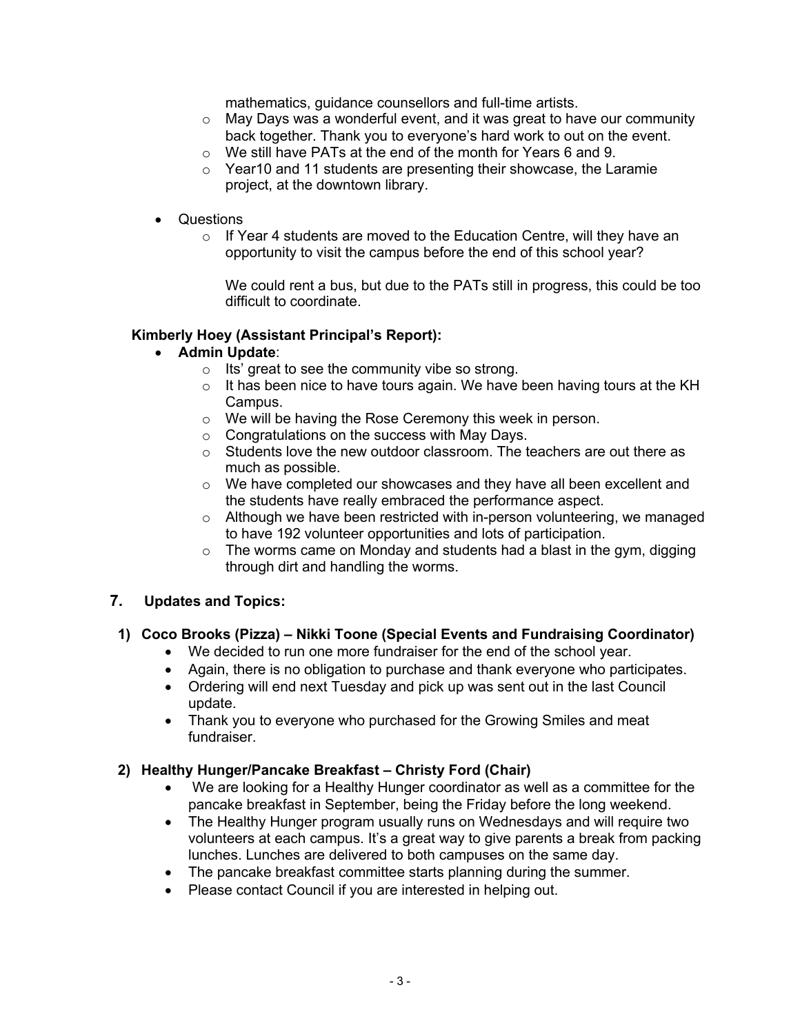mathematics, guidance counsellors and full-time artists.
  - May Days was a wonderful event, and it was great to have our community back together. Thank you to everyone's hard work to out on the event.
  - We still have PATs at the end of the month for Years 6 and 9.
  - Year10 and 11 students are presenting their showcase, the Laramie project, at the downtown library.

- Questions
  - If Year 4 students are moved to the Education Centre, will they have an opportunity to visit the campus before the end of this school year?

    We could rent a bus, but due to the PATs still in progress, this could be too difficult to coordinate.

**Kimberly Hoey (Assistant Principal's Report):**

- **Admin Update**:
  - Its' great to see the community vibe so strong.
  - It has been nice to have tours again. We have been having tours at the KH Campus.
  - We will be having the Rose Ceremony this week in person.
  - Congratulations on the success with May Days.
  - Students love the new outdoor classroom. The teachers are out there as much as possible.
  - We have completed our showcases and they have all been excellent and the students have really embraced the performance aspect.
  - Although we have been restricted with in-person volunteering, we managed to have 192 volunteer opportunities and lots of participation.
  - The worms came on Monday and students had a blast in the gym, digging through dirt and handling the worms.

**7. Updates and Topics:**

**1) Coco Brooks (Pizza) – Nikki Toone (Special Events and Fundraising Coordinator)**

- We decided to run one more fundraiser for the end of the school year.
- Again, there is no obligation to purchase and thank everyone who participates.
- Ordering will end next Tuesday and pick up was sent out in the last Council update.
- Thank you to everyone who purchased for the Growing Smiles and meat fundraiser.

**2) Healthy Hunger/Pancake Breakfast – Christy Ford (Chair)**

- We are looking for a Healthy Hunger coordinator as well as a committee for the pancake breakfast in September, being the Friday before the long weekend.
- The Healthy Hunger program usually runs on Wednesdays and will require two volunteers at each campus. It's a great way to give parents a break from packing lunches. Lunches are delivered to both campuses on the same day.
- The pancake breakfast committee starts planning during the summer.
- Please contact Council if you are interested in helping out.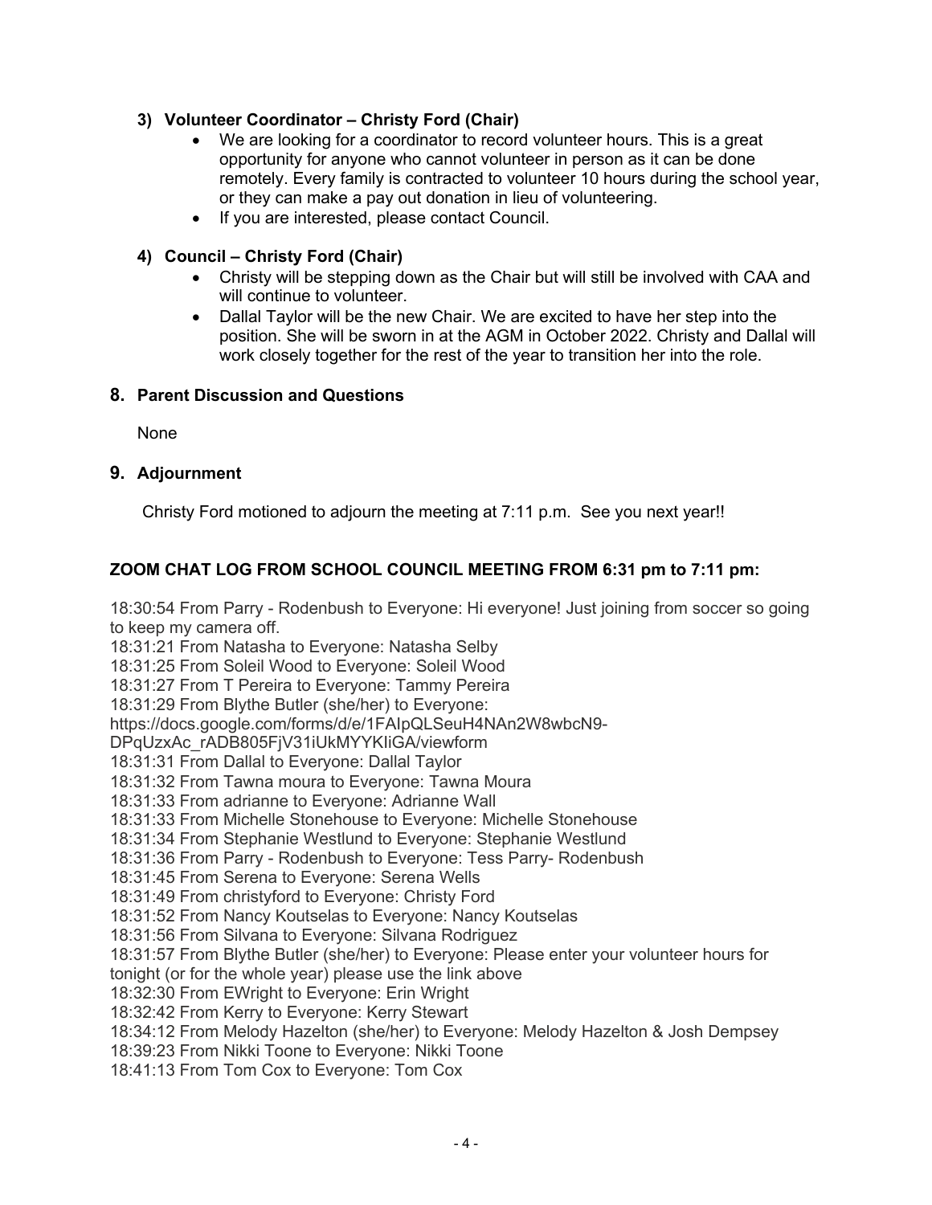### 3) Volunteer Coordinator – Christy Ford (Chair)

- We are looking for a coordinator to record volunteer hours. This is a great opportunity for anyone who cannot volunteer in person as it can be done remotely. Every family is contracted to volunteer 10 hours during the school year, or they can make a pay out donation in lieu of volunteering.
- If you are interested, please contact Council.

### 4) Council – Christy Ford (Chair)

- Christy will be stepping down as the Chair but will still be involved with CAA and will continue to volunteer.
- Dallal Taylor will be the new Chair. We are excited to have her step into the position. She will be sworn in at the AGM in October 2022. Christy and Dallal will work closely together for the rest of the year to transition her into the role.

## 8. Parent Discussion and Questions

None

## 9. Adjournment

Christy Ford motioned to adjourn the meeting at 7:11 p.m. See you next year!!

**ZOOM CHAT LOG FROM SCHOOL COUNCIL MEETING FROM 6:31 pm to 7:11 pm:**

18:30:54 From Parry - Rodenbush to Everyone: Hi everyone! Just joining from soccer so going to keep my camera off.
18:31:21 From Natasha to Everyone: Natasha Selby
18:31:25 From Soleil Wood to Everyone: Soleil Wood
18:31:27 From T Pereira to Everyone: Tammy Pereira
18:31:29 From Blythe Butler (she/her) to Everyone: https://docs.google.com/forms/d/e/1FAIpQLSeuH4NAn2W8wbcN9-DPqUzxAc_rADB805FjV31iUkMYYKIiGA/viewform
18:31:31 From Dallal to Everyone: Dallal Taylor
18:31:32 From Tawna moura to Everyone: Tawna Moura
18:31:33 From adrianne to Everyone: Adrianne Wall
18:31:33 From Michelle Stonehouse to Everyone: Michelle Stonehouse
18:31:34 From Stephanie Westlund to Everyone: Stephanie Westlund
18:31:36 From Parry - Rodenbush to Everyone: Tess Parry- Rodenbush
18:31:45 From Serena to Everyone: Serena Wells
18:31:49 From christyford to Everyone: Christy Ford
18:31:52 From Nancy Koutselas to Everyone: Nancy Koutselas
18:31:56 From Silvana to Everyone: Silvana Rodriguez
18:31:57 From Blythe Butler (she/her) to Everyone: Please enter your volunteer hours for tonight (or for the whole year) please use the link above
18:32:30 From EWright to Everyone: Erin Wright
18:32:42 From Kerry to Everyone: Kerry Stewart
18:34:12 From Melody Hazelton (she/her) to Everyone: Melody Hazelton & Josh Dempsey
18:39:23 From Nikki Toone to Everyone: Nikki Toone
18:41:13 From Tom Cox to Everyone: Tom Cox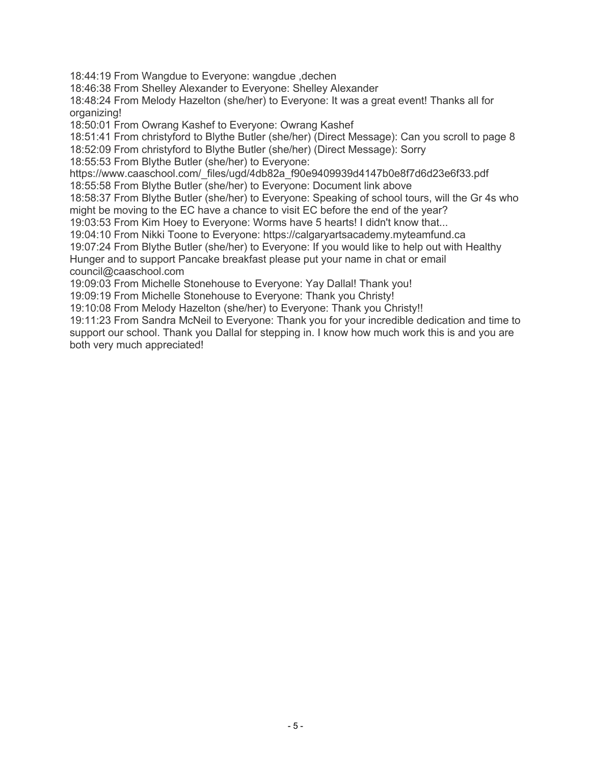18:44:19 From Wangdue to Everyone: wangdue ,dechen
18:46:38 From Shelley Alexander to Everyone: Shelley Alexander
18:48:24 From Melody Hazelton (she/her) to Everyone: It was a great event! Thanks all for organizing!
18:50:01 From Owrang Kashef to Everyone: Owrang Kashef
18:51:41 From christyford to Blythe Butler (she/her) (Direct Message): Can you scroll to page 8
18:52:09 From christyford to Blythe Butler (she/her) (Direct Message): Sorry
18:55:53 From Blythe Butler (she/her) to Everyone:
https://www.caaschool.com/_files/ugd/4db82a_f90e9409939d4147b0e8f7d6d23e6f33.pdf
18:55:58 From Blythe Butler (she/her) to Everyone: Document link above
18:58:37 From Blythe Butler (she/her) to Everyone: Speaking of school tours, will the Gr 4s who might be moving to the EC have a chance to visit EC before the end of the year?
19:03:53 From Kim Hoey to Everyone: Worms have 5 hearts! I didn't know that...
19:04:10 From Nikki Toone to Everyone: https://calgaryartsacademy.myteamfund.ca
19:07:24 From Blythe Butler (she/her) to Everyone: If you would like to help out with Healthy Hunger and to support Pancake breakfast please put your name in chat or email council@caaschool.com
19:09:03 From Michelle Stonehouse to Everyone: Yay Dallal! Thank you!
19:09:19 From Michelle Stonehouse to Everyone: Thank you Christy!
19:10:08 From Melody Hazelton (she/her) to Everyone: Thank you Christy!!
19:11:23 From Sandra McNeil to Everyone: Thank you for your incredible dedication and time to support our school. Thank you Dallal for stepping in. I know how much work this is and you are both very much appreciated!